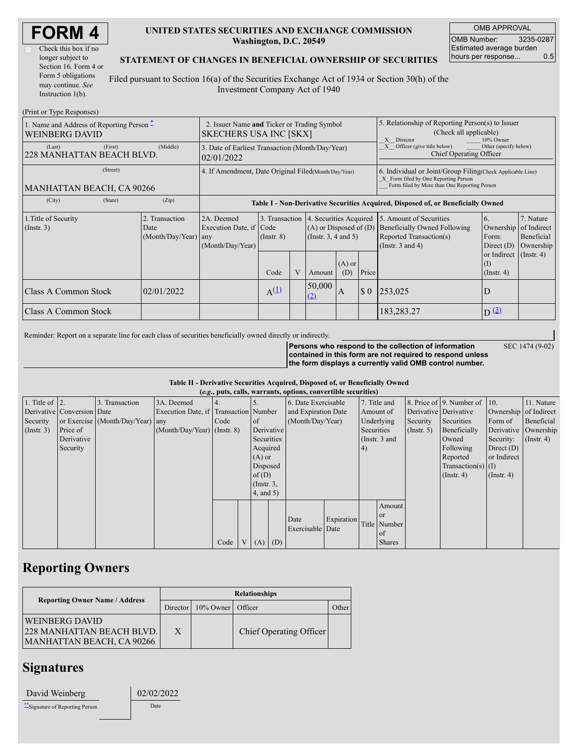# FORM 4

Check this box if no longer subject to Section 16. Form 4 or Form 5 obligations may continue. *See* Instruction 1(b).

**UNITED STATES SECURITIES AND EXCHANGE COMMISSION**
**Washington, D.C. 20549**

**STATEMENT OF CHANGES IN BENEFICIAL OWNERSHIP OF SECURITIES**

Filed pursuant to Section 16(a) of the Securities Exchange Act of 1934 or Section 30(h) of the Investment Company Act of 1940

| OMB APPROVAL | |
|---|---|
| OMB Number: | 3235-0287 |
| Estimated average burden hours per response... | 0.5 |

(Print or Type Responses)

| 1. Name and Address of Reporting Person * | 2. Issuer Name and Ticker or Trading Symbol | 5. Relationship of Reporting Person(s) to Issuer (Check all applicable) |
|---|---|---|
| WEINBERG DAVID | SKECHERS USA INC [SKX] | _X_ Director ___ 10% Owner _X_ Officer (give title below) ___ Other (specify below) Chief Operating Officer |
| (Last) (First) (Middle) 228 MANHATTAN BEACH BLVD. | 3. Date of Earliest Transaction (Month/Day/Year) 02/01/2022 | |
| (Street) MANHATTAN BEACH, CA 90266 | 4. If Amendment, Date Original Filed (Month/Day/Year) | 6. Individual or Joint/Group Filing (Check Applicable Line) _X_ Form filed by One Reporting Person ___ Form filed by More than One Reporting Person |
| (City) (State) (Zip) | | |

**Table I - Non-Derivative Securities Acquired, Disposed of, or Beneficially Owned**

| 1.Title of Security (Instr. 3) | 2. Transaction Date (Month/Day/Year) | 2A. Deemed Execution Date, if any (Month/Day/Year) | 3. Transaction Code (Instr. 8) | | 4. Securities Acquired (A) or Disposed of (D) (Instr. 3, 4 and 5) | | | 5. Amount of Securities Beneficially Owned Following Reported Transaction(s) (Instr. 3 and 4) | 6. Ownership Form: Direct (D) or Indirect (I) (Instr. 4) | 7. Nature of Indirect Beneficial Ownership (Instr. 4) |
|---|---|---|---|---|---|---|---|---|---|---|
| | | | Code | V | Amount | (A) or (D) | Price | | | |
| Class A Common Stock | 02/01/2022 | | A [(1)] | | 50,000 [(2)] | A | $ 0 | 253,025 | D | |
| Class A Common Stock | | | | | | | | 183,283.27 | D [(3)] | |

Reminder: Report on a separate line for each class of securities beneficially owned directly or indirectly.

**Persons who respond to the collection of information contained in this form are not required to respond unless the form displays a currently valid OMB control number.**

SEC 1474 (9-02)

**Table II - Derivative Securities Acquired, Disposed of, or Beneficially Owned**
**(*e.g.*, puts, calls, warrants, options, convertible securities)**

| 1. Title of Derivative Security (Instr. 3) | 2. Conversion or Exercise Price of Derivative Security | 3. Transaction Date (Month/Day/Year) | 3A. Deemed Execution Date, if any (Month/Day/Year) | 4. Transaction Code (Instr. 8) | | 5. Number of Derivative Securities Acquired (A) or Disposed of (D) (Instr. 3, 4, and 5) | | 6. Date Exercisable and Expiration Date (Month/Day/Year) | | 7. Title and Amount of Underlying Securities (Instr. 3 and 4) | | 8. Price of Derivative Security (Instr. 5) | 9. Number of Derivative Securities Beneficially Owned Following Reported Transaction(s) (Instr. 4) | 10. Ownership Form of Derivative Security: Direct (D) or Indirect (I) (Instr. 4) | 11. Nature of Indirect Beneficial Ownership (Instr. 4) |
|---|---|---|---|---|---|---|---|---|---|---|---|---|---|---|---|
| | | | | Code | V | (A) | (D) | Date Exercisable | Expiration Date | Title | Amount or Number of Shares | | | | |

## Reporting Owners

| Reporting Owner Name / Address | Relationships | | | |
|---|---|---|---|---|
| | Director | 10% Owner | Officer | Other |
| WEINBERG DAVID 228 MANHATTAN BEACH BLVD. MANHATTAN BEACH, CA 90266 | X | | Chief Operating Officer | |

## Signatures

| David Weinberg | 02/02/2022 |
|---|---|
| **Signature of Reporting Person | Date |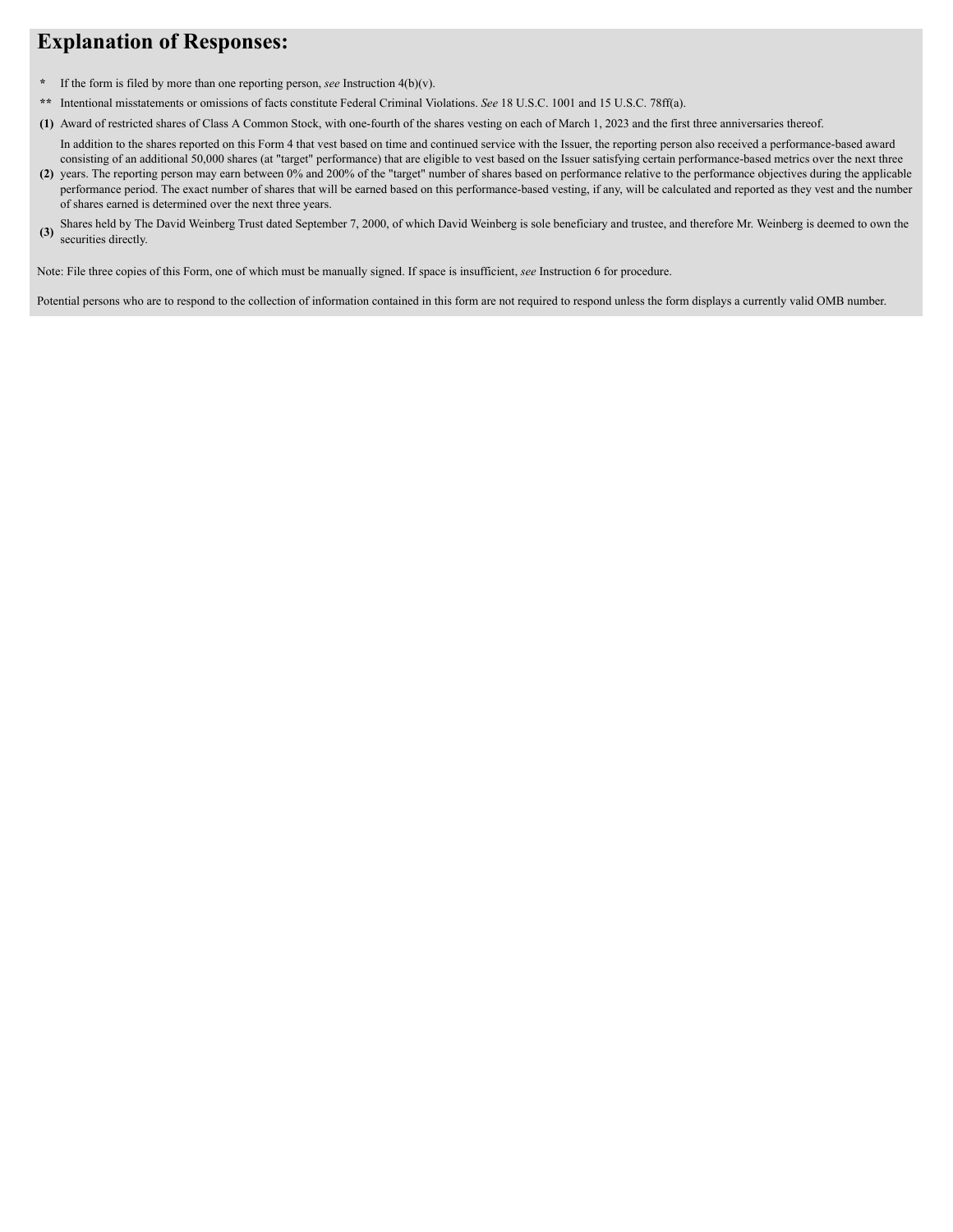# Explanation of Responses:

| | |
|---|---|
| * | If the form is filed by more than one reporting person, *see* Instruction 4(b)(v). |
| ** | Intentional misstatements or omissions of facts constitute Federal Criminal Violations. *See* 18 U.S.C. 1001 and 15 U.S.C. 78ff(a). |
| **(1)** | Award of restricted shares of Class A Common Stock, with one-fourth of the shares vesting on each of March 1, 2023 and the first three anniversaries thereof. |
| **(2)** | In addition to the shares reported on this Form 4 that vest based on time and continued service with the Issuer, the reporting person also received a performance-based award consisting of an additional 50,000 shares (at "target" performance) that are eligible to vest based on the Issuer satisfying certain performance-based metrics over the next three years. The reporting person may earn between 0% and 200% of the "target" number of shares based on performance relative to the performance objectives during the applicable performance period. The exact number of shares that will be earned based on this performance-based vesting, if any, will be calculated and reported as they vest and the number of shares earned is determined over the next three years. |
| **(3)** | Shares held by The David Weinberg Trust dated September 7, 2000, of which David Weinberg is sole beneficiary and trustee, and therefore Mr. Weinberg is deemed to own the securities directly. |

Note: File three copies of this Form, one of which must be manually signed. If space is insufficient, *see* Instruction 6 for procedure.

Potential persons who are to respond to the collection of information contained in this form are not required to respond unless the form displays a currently valid OMB number.